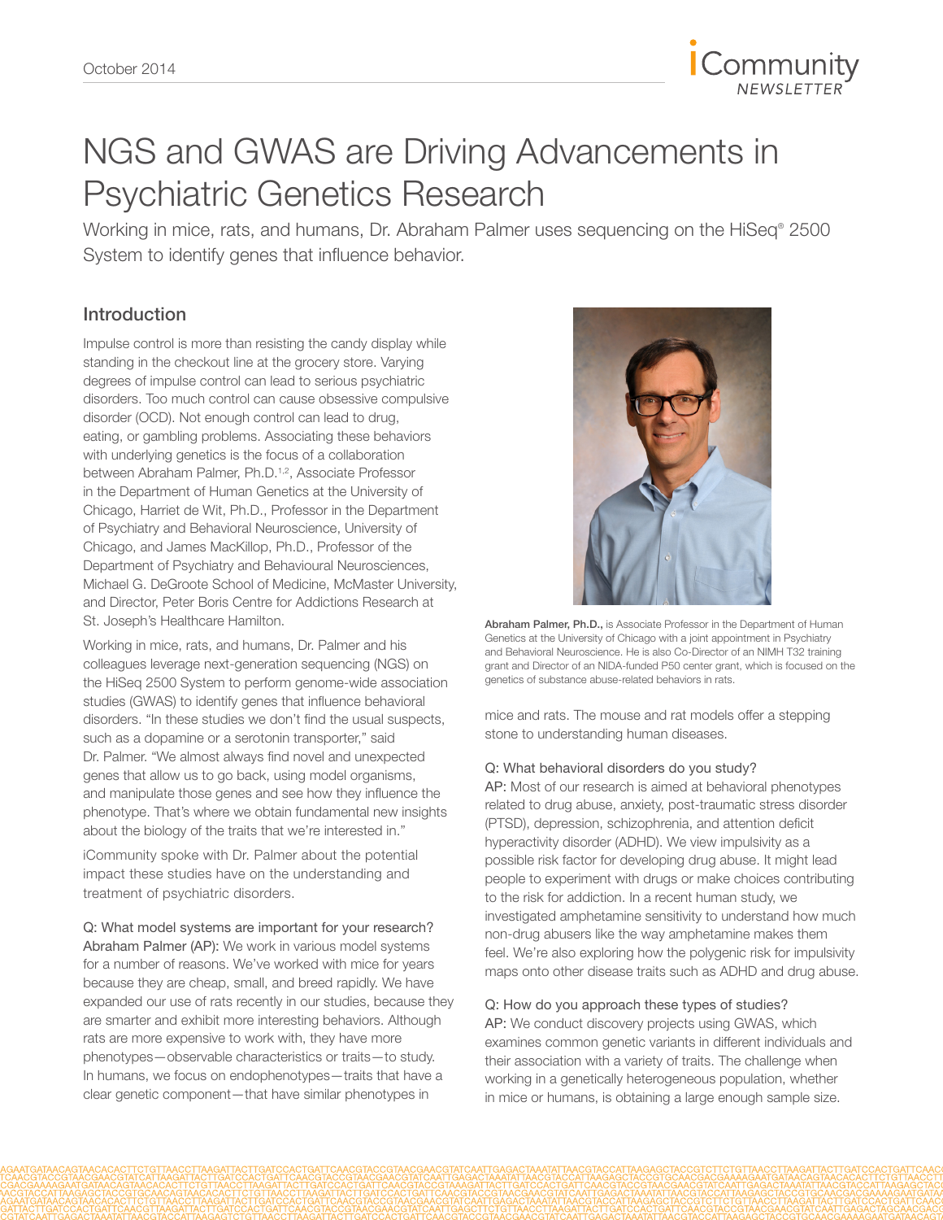# NGS and GWAS are Driving Advancements in Psychiatric Genetics Research

Working in mice, rats, and humans, Dr. Abraham Palmer uses sequencing on the HiSeq® 2500 System to identify genes that influence behavior.

## Introduction

Impulse control is more than resisting the candy display while standing in the checkout line at the grocery store. Varying degrees of impulse control can lead to serious psychiatric disorders. Too much control can cause obsessive compulsive disorder (OCD). Not enough control can lead to drug, eating, or gambling problems. Associating these behaviors with underlying genetics is the focus of a collaboration between Abraham Palmer, Ph.D.[1,2], Associate Professor in the Department of Human Genetics at the University of Chicago, Harriet de Wit, Ph.D., Professor in the Department of Psychiatry and Behavioral Neuroscience, University of Chicago, and James MacKillop, Ph.D., Professor of the Department of Psychiatry and Behavioural Neurosciences, Michael G. DeGroote School of Medicine, McMaster University, and Director, Peter Boris Centre for Addictions Research at St. Joseph's Healthcare Hamilton.

Working in mice, rats, and humans, Dr. Palmer and his colleagues leverage next-generation sequencing (NGS) on the HiSeq 2500 System to perform genome-wide association studies (GWAS) to identify genes that influence behavioral disorders. "In these studies we don't find the usual suspects, such as a dopamine or a serotonin transporter," said Dr. Palmer. "We almost always find novel and unexpected genes that allow us to go back, using model organisms, and manipulate those genes and see how they influence the phenotype. That's where we obtain fundamental new insights about the biology of the traits that we're interested in."

iCommunity spoke with Dr. Palmer about the potential impact these studies have on the understanding and treatment of psychiatric disorders.

**Abraham Palmer, Ph.D.,** is Associate Professor in the Department of Human Genetics at the University of Chicago with a joint appointment in Psychiatry and Behavioral Neuroscience. He is also Co-Director of an NIMH T32 training grant and Director of an NIDA-funded P50 center grant, which is focused on the genetics of substance abuse-related behaviors in rats.

Q: What model systems are important for your research?

Abraham Palmer (AP): We work in various model systems for a number of reasons. We've worked with mice for years because they are cheap, small, and breed rapidly. We have expanded our use of rats recently in our studies, because they are smarter and exhibit more interesting behaviors. Although rats are more expensive to work with, they have more phenotypes—observable characteristics or traits—to study. In humans, we focus on endophenotypes—traits that have a clear genetic component—that have similar phenotypes in mice and rats. The mouse and rat models offer a stepping stone to understanding human diseases.

Q: What behavioral disorders do you study?

AP: Most of our research is aimed at behavioral phenotypes related to drug abuse, anxiety, post-traumatic stress disorder (PTSD), depression, schizophrenia, and attention deficit hyperactivity disorder (ADHD). We view impulsivity as a possible risk factor for developing drug abuse. It might lead people to experiment with drugs or make choices contributing to the risk for addiction. In a recent human study, we investigated amphetamine sensitivity to understand how much non-drug abusers like the way amphetamine makes them feel. We're also exploring how the polygenic risk for impulsivity maps onto other disease traits such as ADHD and drug abuse.

Q: How do you approach these types of studies?

AP: We conduct discovery projects using GWAS, which examines common genetic variants in different individuals and their association with a variety of traits. The challenge when working in a genetically heterogeneous population, whether in mice or humans, is obtaining a large enough sample size.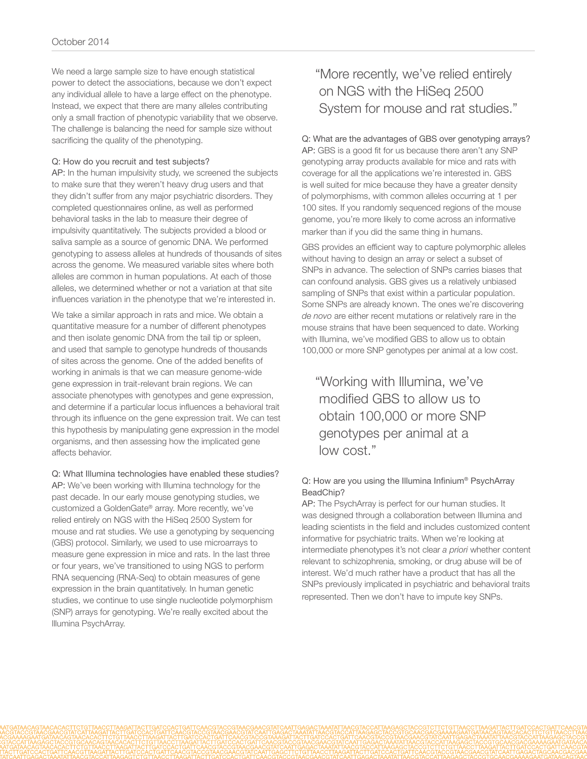We need a large sample size to have enough statistical power to detect the associations, because we don't expect any individual allele to have a large effect on the phenotype. Instead, we expect that there are many alleles contributing only a small fraction of phenotypic variability that we observe. The challenge is balancing the need for sample size without sacrificing the quality of the phenotyping.

**Q: How do you recruit and test subjects?**

**AP:** In the human impulsivity study, we screened the subjects to make sure that they weren't heavy drug users and that they didn't suffer from any major psychiatric disorders. They completed questionnaires online, as well as performed behavioral tasks in the lab to measure their degree of impulsivity quantitatively. The subjects provided a blood or saliva sample as a source of genomic DNA. We performed genotyping to assess alleles at hundreds of thousands of sites across the genome. We measured variable sites where both alleles are common in human populations. At each of those alleles, we determined whether or not a variation at that site influences variation in the phenotype that we're interested in.

We take a similar approach in rats and mice. We obtain a quantitative measure for a number of different phenotypes and then isolate genomic DNA from the tail tip or spleen, and used that sample to genotype hundreds of thousands of sites across the genome. One of the added benefits of working in animals is that we can measure genome-wide gene expression in trait-relevant brain regions. We can associate phenotypes with genotypes and gene expression, and determine if a particular locus influences a behavioral trait through its influence on the gene expression trait. We can test this hypothesis by manipulating gene expression in the model organisms, and then assessing how the implicated gene affects behavior.

**Q: What Illumina technologies have enabled these studies?**

**AP:** We've been working with Illumina technology for the past decade. In our early mouse genotyping studies, we customized a GoldenGate® array. More recently, we've relied entirely on NGS with the HiSeq 2500 System for mouse and rat studies. We use a genotyping by sequencing (GBS) protocol. Similarly, we used to use microarrays to measure gene expression in mice and rats. In the last three or four years, we've transitioned to using NGS to perform RNA sequencing (RNA-Seq) to obtain measures of gene expression in the brain quantitatively. In human genetic studies, we continue to use single nucleotide polymorphism (SNP) arrays for genotyping. We're really excited about the Illumina PsychArray.

> "More recently, we've relied entirely on NGS with the HiSeq 2500 System for mouse and rat studies."

**Q: What are the advantages of GBS over genotyping arrays?**

**AP:** GBS is a good fit for us because there aren't any SNP genotyping array products available for mice and rats with coverage for all the applications we're interested in. GBS is well suited for mice because they have a greater density of polymorphisms, with common alleles occurring at 1 per 100 sites. If you randomly sequenced regions of the mouse genome, you're more likely to come across an informative marker than if you did the same thing in humans.

GBS provides an efficient way to capture polymorphic alleles without having to design an array or select a subset of SNPs in advance. The selection of SNPs carries biases that can confound analysis. GBS gives us a relatively unbiased sampling of SNPs that exist within a particular population. Some SNPs are already known. The ones we're discovering *de novo* are either recent mutations or relatively rare in the mouse strains that have been sequenced to date. Working with Illumina, we've modified GBS to allow us to obtain 100,000 or more SNP genotypes per animal at a low cost.

> "Working with Illumina, we've modified GBS to allow us to obtain 100,000 or more SNP genotypes per animal at a low cost."

**Q: How are you using the Illumina Infinium® PsychArray BeadChip?**

**AP:** The PsychArray is perfect for our human studies. It was designed through a collaboration between Illumina and leading scientists in the field and includes customized content informative for psychiatric traits. When we're looking at intermediate phenotypes it's not clear *a priori* whether content relevant to schizophrenia, smoking, or drug abuse will be of interest. We'd much rather have a product that has all the SNPs previously implicated in psychiatric and behavioral traits represented. Then we don't have to impute key SNPs.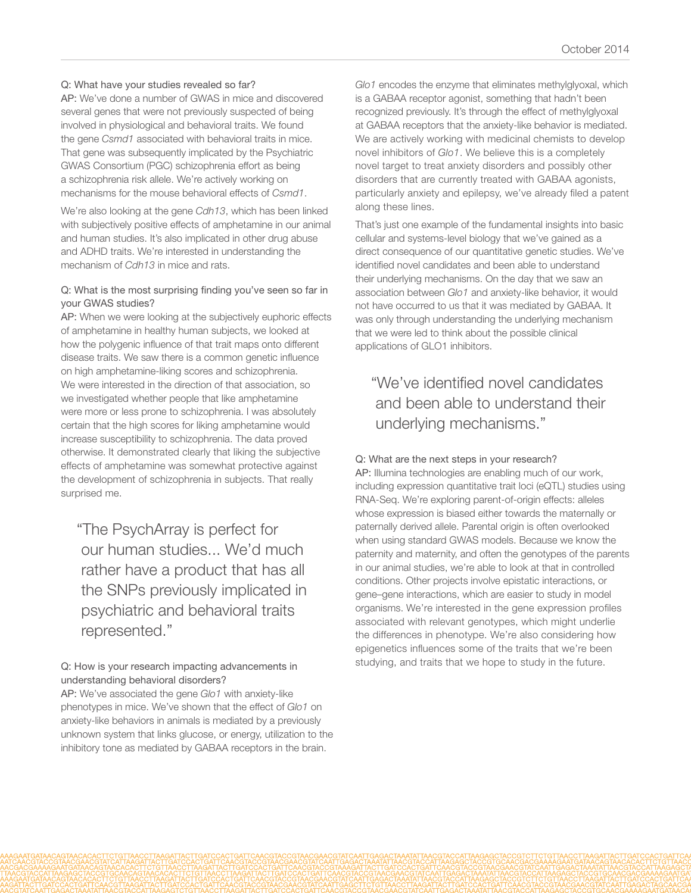**Q: What have your studies revealed so far?**

AP: We've done a number of GWAS in mice and discovered several genes that were not previously suspected of being involved in physiological and behavioral traits. We found the gene *Csmd1* associated with behavioral traits in mice. That gene was subsequently implicated by the Psychiatric GWAS Consortium (PGC) schizophrenia effort as being a schizophrenia risk allele. We're actively working on mechanisms for the mouse behavioral effects of *Csmd1*.

We're also looking at the gene *Cdh13*, which has been linked with subjectively positive effects of amphetamine in our animal and human studies. It's also implicated in other drug abuse and ADHD traits. We're interested in understanding the mechanism of *Cdh13* in mice and rats.

**Q: What is the most surprising finding you've seen so far in your GWAS studies?**

AP: When we were looking at the subjectively euphoric effects of amphetamine in healthy human subjects, we looked at how the polygenic influence of that trait maps onto different disease traits. We saw there is a common genetic influence on high amphetamine-liking scores and schizophrenia. We were interested in the direction of that association, so we investigated whether people that like amphetamine were more or less prone to schizophrenia. I was absolutely certain that the high scores for liking amphetamine would increase susceptibility to schizophrenia. The data proved otherwise. It demonstrated clearly that liking the subjective effects of amphetamine was somewhat protective against the development of schizophrenia in subjects. That really surprised me.

> "The PsychArray is perfect for our human studies... We'd much rather have a product that has all the SNPs previously implicated in psychiatric and behavioral traits represented."

**Q: How is your research impacting advancements in understanding behavioral disorders?**

AP: We've associated the gene *Glo1* with anxiety-like phenotypes in mice. We've shown that the effect of *Glo1* on anxiety-like behaviors in animals is mediated by a previously unknown system that links glucose, or energy, utilization to the inhibitory tone as mediated by GABAA receptors in the brain.

*Glo1* encodes the enzyme that eliminates methylglyoxal, which is a GABAA receptor agonist, something that hadn't been recognized previously. It's through the effect of methylglyoxal at GABAA receptors that the anxiety-like behavior is mediated. We are actively working with medicinal chemists to develop novel inhibitors of *Glo1*. We believe this is a completely novel target to treat anxiety disorders and possibly other disorders that are currently treated with GABAA agonists, particularly anxiety and epilepsy, we've already filed a patent along these lines.

That's just one example of the fundamental insights into basic cellular and systems-level biology that we've gained as a direct consequence of our quantitative genetic studies. We've identified novel candidates and been able to understand their underlying mechanisms. On the day that we saw an association between *Glo1* and anxiety-like behavior, it would not have occurred to us that it was mediated by GABAA. It was only through understanding the underlying mechanism that we were led to think about the possible clinical applications of GLO1 inhibitors.

> "We've identified novel candidates and been able to understand their underlying mechanisms."

**Q: What are the next steps in your research?**

AP: Illumina technologies are enabling much of our work, including expression quantitative trait loci (eQTL) studies using RNA-Seq. We're exploring parent-of-origin effects: alleles whose expression is biased either towards the maternally or paternally derived allele. Parental origin is often overlooked when using standard GWAS models. Because we know the paternity and maternity, and often the genotypes of the parents in our animal studies, we're able to look at that in controlled conditions. Other projects involve epistatic interactions, or gene–gene interactions, which are easier to study in model organisms. We're interested in the gene expression profiles associated with relevant genotypes, which might underlie the differences in phenotype. We're also considering how epigenetics influences some of the traits that we're been studying, and traits that we hope to study in the future.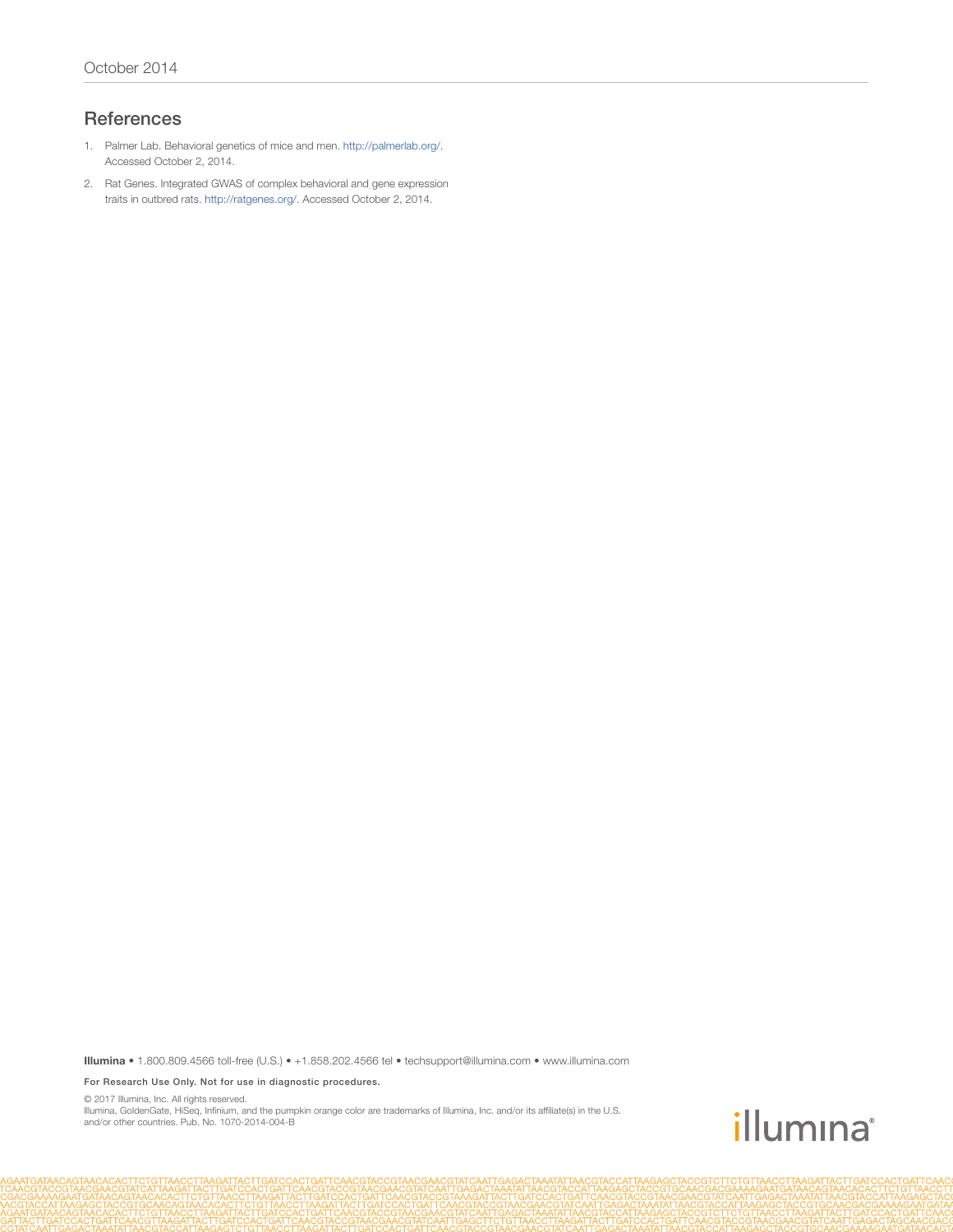## References

1. Palmer Lab. Behavioral genetics of mice and men. http://palmerlab.org/. Accessed October 2, 2014.
2. Rat Genes. Integrated GWAS of complex behavioral and gene expression traits in outbred rats. http://ratgenes.org/. Accessed October 2, 2014.

**Illumina** • 1.800.809.4566 toll-free (U.S.) • +1.858.202.4566 tel • techsupport@illumina.com • www.illumina.com

**For Research Use Only. Not for use in diagnostic procedures.**

© 2017 Illumina, Inc. All rights reserved.
Illumina, GoldenGate, HiSeq, Infinium, and the pumpkin orange color are trademarks of Illumina, Inc. and/or its affiliate(s) in the U.S. and/or other countries. Pub. No. 1070-2014-004-B